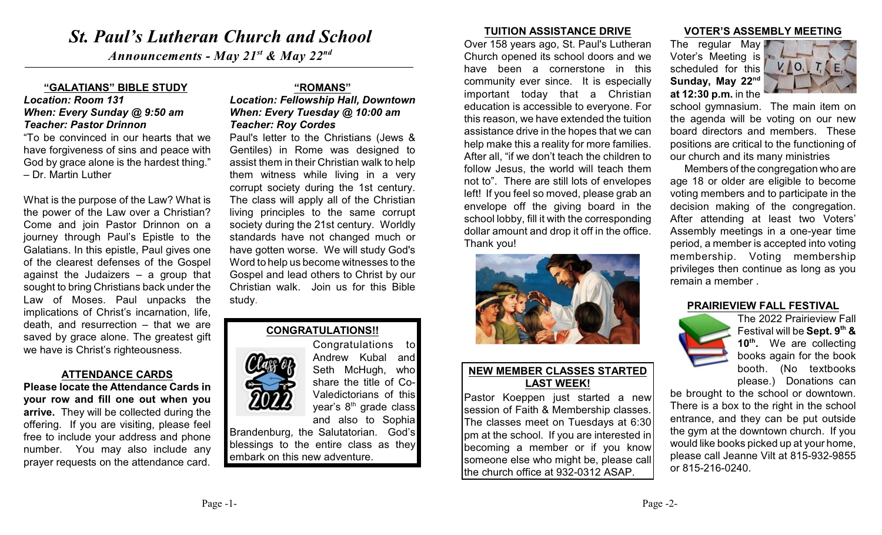# *St. Paul's Lutheran Church and School*

*Announcements - May 21st & May 22nd*

## "GALATIANS" BIBLE STUDY

***Location: Room 131***
***When: Every Sunday @ 9:50 am***
***Teacher: Pastor Drinnon***

"To be convinced in our hearts that we have forgiveness of sins and peace with God by grace alone is the hardest thing." – Dr. Martin Luther

What is the purpose of the Law? What is the power of the Law over a Christian? Come and join Pastor Drinnon on a journey through Paul's Epistle to the Galatians. In this epistle, Paul gives one of the clearest defenses of the Gospel against the Judaizers – a group that sought to bring Christians back under the Law of Moses. Paul unpacks the implications of Christ's incarnation, life, death, and resurrection – that we are saved by grace alone. The greatest gift we have is Christ's righteousness.

## ATTENDANCE CARDS

**Please locate the Attendance Cards in your row and fill one out when you arrive.** They will be collected during the offering. If you are visiting, please feel free to include your address and phone number. You may also include any prayer requests on the attendance card.

## "ROMANS"

***Location: Fellowship Hall, Downtown***
***When: Every Tuesday @ 10:00 am***
***Teacher: Roy Cordes***

Paul's letter to the Christians (Jews & Gentiles) in Rome was designed to assist them in their Christian walk to help them witness while living in a very corrupt society during the 1st century. The class will apply all of the Christian living principles to the same corrupt society during the 21st century. Worldly standards have not changed much or have gotten worse. We will study God's Word to help us become witnesses to the Gospel and lead others to Christ by our Christian walk. Join us for this Bible study.

## CONGRATULATIONS!!

Congratulations to Andrew Kubal and Seth McHugh, who share the title of Co-Valedictorians of this year's 8th grade class and also to Sophia Brandenburg, the Salutatorian. God's blessings to the entire class as they embark on this new adventure.

## TUITION ASSISTANCE DRIVE

Over 158 years ago, St. Paul's Lutheran Church opened its school doors and we have been a cornerstone in this community ever since. It is especially important today that a Christian education is accessible to everyone. For this reason, we have extended the tuition assistance drive in the hopes that we can help make this a reality for more families. After all, "if we don't teach the children to follow Jesus, the world will teach them not to". There are still lots of envelopes left! If you feel so moved, please grab an envelope off the giving board in the school lobby, fill it with the corresponding dollar amount and drop it off in the office. Thank you!

## NEW MEMBER CLASSES STARTED LAST WEEK!

Pastor Koeppen just started a new session of Faith & Membership classes. The classes meet on Tuesdays at 6:30 pm at the school. If you are interested in becoming a member or if you know someone else who might be, please call the church office at 932-0312 ASAP.

## VOTER'S ASSEMBLY MEETING

The regular May Voter's Meeting is scheduled for this **Sunday, May 22nd at 12:30 p.m.** in the school gymnasium. The main item on the agenda will be voting on our new board directors and members. These positions are critical to the functioning of our church and its many ministries

Members of the congregation who are age 18 or older are eligible to become voting members and to participate in the decision making of the congregation. After attending at least two Voters' Assembly meetings in a one-year time period, a member is accepted into voting membership. Voting membership privileges then continue as long as you remain a member .

## PRAIRIEVIEW FALL FESTIVAL

The 2022 Prairieview Fall Festival will be **Sept. 9th & 10th.** We are collecting books again for the book booth. (No textbooks please.) Donations can be brought to the school or downtown. There is a box to the right in the school entrance, and they can be put outside the gym at the downtown church. If you would like books picked up at your home, please call Jeanne Vilt at 815-932-9855 or 815-216-0240.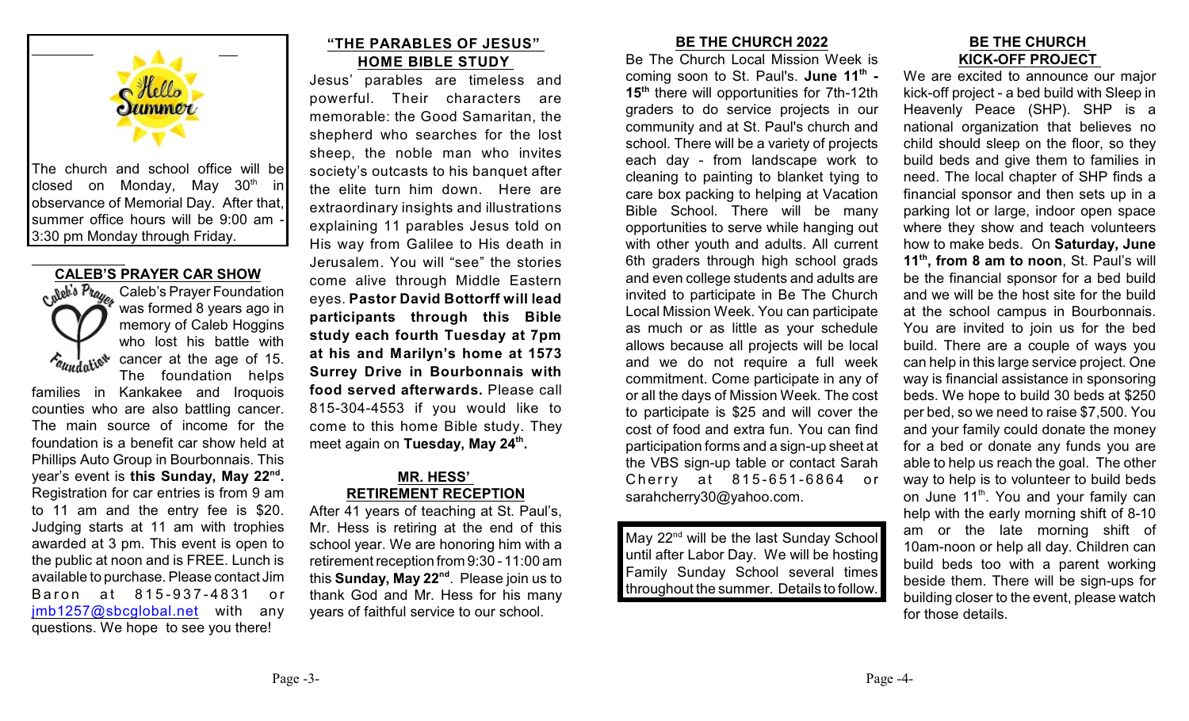The church and school office will be closed on Monday, May 30th in observance of Memorial Day. After that, summer office hours will be 9:00 am - 3:30 pm Monday through Friday.

## CALEB'S PRAYER CAR SHOW

Caleb's Prayer Foundation was formed 8 years ago in memory of Caleb Hoggins who lost his battle with cancer at the age of 15. The foundation helps families in Kankakee and Iroquois counties who are also battling cancer. The main source of income for the foundation is a benefit car show held at Phillips Auto Group in Bourbonnais. This year's event is **this Sunday, May 22nd.** Registration for car entries is from 9 am to 11 am and the entry fee is $20. Judging starts at 11 am with trophies awarded at 3 pm. This event is open to the public at noon and is FREE. Lunch is available to purchase. Please contact Jim Baron at 815-937-4831 or jmb1257@sbcglobal.net with any questions. We hope to see you there!

## "THE PARABLES OF JESUS" HOME BIBLE STUDY

Jesus' parables are timeless and powerful. Their characters are memorable: the Good Samaritan, the shepherd who searches for the lost sheep, the noble man who invites society's outcasts to his banquet after the elite turn him down. Here are extraordinary insights and illustrations explaining 11 parables Jesus told on His way from Galilee to His death in Jerusalem. You will "see" the stories come alive through Middle Eastern eyes. **Pastor David Bottorff will lead participants through this Bible study each fourth Tuesday at 7pm at his and Marilyn's home at 1573 Surrey Drive in Bourbonnais with food served afterwards.** Please call 815-304-4553 if you would like to come to this home Bible study. They meet again on **Tuesday, May 24th.**

## MR. HESS' RETIREMENT RECEPTION

After 41 years of teaching at St. Paul's, Mr. Hess is retiring at the end of this school year. We are honoring him with a retirement reception from 9:30 - 11:00 am this **Sunday, May 22nd**. Please join us to thank God and Mr. Hess for his many years of faithful service to our school.

## BE THE CHURCH 2022

Be The Church Local Mission Week is coming soon to St. Paul's. **June 11th - 15th** there will opportunities for 7th-12th graders to do service projects in our community and at St. Paul's church and school. There will be a variety of projects each day - from landscape work to cleaning to painting to blanket tying to care box packing to helping at Vacation Bible School. There will be many opportunities to serve while hanging out with other youth and adults. All current 6th graders through high school grads and even college students and adults are invited to participate in Be The Church Local Mission Week. You can participate as much or as little as your schedule allows because all projects will be local and we do not require a full week commitment. Come participate in any of or all the days of Mission Week. The cost to participate is $25 and will cover the cost of food and extra fun. You can find participation forms and a sign-up sheet at the VBS sign-up table or contact Sarah Cherry at 815-651-6864 or sarahcherry30@yahoo.com.

May 22nd will be the last Sunday School until after Labor Day. We will be hosting Family Sunday School several times throughout the summer. Details to follow.

## BE THE CHURCH KICK-OFF PROJECT

We are excited to announce our major kick-off project - a bed build with Sleep in Heavenly Peace (SHP). SHP is a national organization that believes no child should sleep on the floor, so they build beds and give them to families in need. The local chapter of SHP finds a financial sponsor and then sets up in a parking lot or large, indoor open space where they show and teach volunteers how to make beds. On **Saturday, June 11th, from 8 am to noon**, St. Paul's will be the financial sponsor for a bed build and we will be the host site for the build at the school campus in Bourbonnais. You are invited to join us for the bed build. There are a couple of ways you can help in this large service project. One way is financial assistance in sponsoring beds. We hope to build 30 beds at $250 per bed, so we need to raise $7,500. You and your family could donate the money for a bed or donate any funds you are able to help us reach the goal. The other way to help is to volunteer to build beds on June 11th. You and your family can help with the early morning shift of 8-10 am or the late morning shift of 10am-noon or help all day. Children can build beds too with a parent working beside them. There will be sign-ups for building closer to the event, please watch for those details.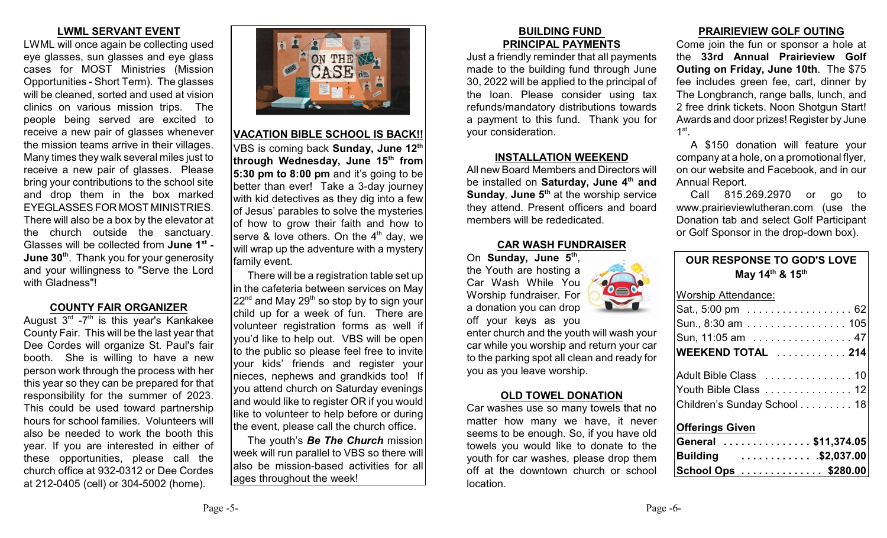## LWML SERVANT EVENT

LWML will once again be collecting used eye glasses, sun glasses and eye glass cases for MOST Ministries (Mission Opportunities - Short Term). The glasses will be cleaned, sorted and used at vision clinics on various mission trips. The people being served are excited to receive a new pair of glasses whenever the mission teams arrive in their villages. Many times they walk several miles just to receive a new pair of glasses. Please bring your contributions to the school site and drop them in the box marked EYEGLASSES FOR MOST MINISTRIES. There will also be a box by the elevator at the church outside the sanctuary. Glasses will be collected from **June 1st - June 30th**. Thank you for your generosity and your willingness to "Serve the Lord with Gladness"!

## COUNTY FAIR ORGANIZER

August 3rd -7th is this year's Kankakee County Fair. This will be the last year that Dee Cordes will organize St. Paul's fair booth. She is willing to have a new person work through the process with her this year so they can be prepared for that responsibility for the summer of 2023. This could be used toward partnership hours for school families. Volunteers will also be needed to work the booth this year. If you are interested in either of these opportunities, please call the church office at 932-0312 or Dee Cordes at 212-0405 (cell) or 304-5002 (home).

## VACATION BIBLE SCHOOL IS BACK!!

VBS is coming back **Sunday, June 12th through Wednesday, June 15th from 5:30 pm to 8:00 pm** and it's going to be better than ever! Take a 3-day journey with kid detectives as they dig into a few of Jesus' parables to solve the mysteries of how to grow their faith and how to serve & love others. On the 4th day, we will wrap up the adventure with a mystery family event.

There will be a registration table set up in the cafeteria between services on May 22nd and May 29th so stop by to sign your child up for a week of fun. There are volunteer registration forms as well if you'd like to help out. VBS will be open to the public so please feel free to invite your kids' friends and register your nieces, nephews and grandkids too! If you attend church on Saturday evenings and would like to register OR if you would like to volunteer to help before or during the event, please call the church office.

The youth's ***Be The Church*** mission week will run parallel to VBS so there will also be mission-based activities for all ages throughout the week!

## BUILDING FUND PRINCIPAL PAYMENTS

Just a friendly reminder that all payments made to the building fund through June 30, 2022 will be applied to the principal of the loan. Please consider using tax refunds/mandatory distributions towards a payment to this fund. Thank you for your consideration.

## INSTALLATION WEEKEND

All new Board Members and Directors will be installed on **Saturday, June 4th and Sunday**, **June 5th** at the worship service they attend. Present officers and board members will be rededicated.

## CAR WASH FUNDRAISER

On **Sunday, June 5th**, the Youth are hosting a Car Wash While You Worship fundraiser. For a donation you can drop off your keys as you enter church and the youth will wash your car while you worship and return your car to the parking spot all clean and ready for you as you leave worship.

## OLD TOWEL DONATION

Car washes use so many towels that no matter how many we have, it never seems to be enough. So, if you have old towels you would like to donate to the youth for car washes, please drop them off at the downtown church or school location.

## PRAIRIEVIEW GOLF OUTING

Come join the fun or sponsor a hole at the **33rd Annual Prairieview Golf Outing on Friday, June 10th**. The $75 fee includes green fee, cart, dinner by The Longbranch, range balls, lunch, and 2 free drink tickets. Noon Shotgun Start! Awards and door prizes! Register by June 1st.

A $150 donation will feature your company at a hole, on a promotional flyer, on our website and Facebook, and in our Annual Report.

Call 815.269.2970 or go to www.prairieviewlutheran.com (use the Donation tab and select Golf Participant or Golf Sponsor in the drop-down box).

## OUR RESPONSE TO GOD'S LOVE
**May 14th & 15th**

Worship Attendance:

| | |
|---|---|
| Sat., 5:00 pm | 62 |
| Sun., 8:30 am | 105 |
| Sun, 11:05 am | 47 |
| **WEEKEND TOTAL** | **214** |
| Adult Bible Class | 10 |
| Youth Bible Class | 12 |
| Children's Sunday School | 18 |

**Offerings Given**

| | |
|---|---|
| **General** | **$11,374.05** |
| **Building** | **$2,037.00** |
| **School Ops** | **$280.00** |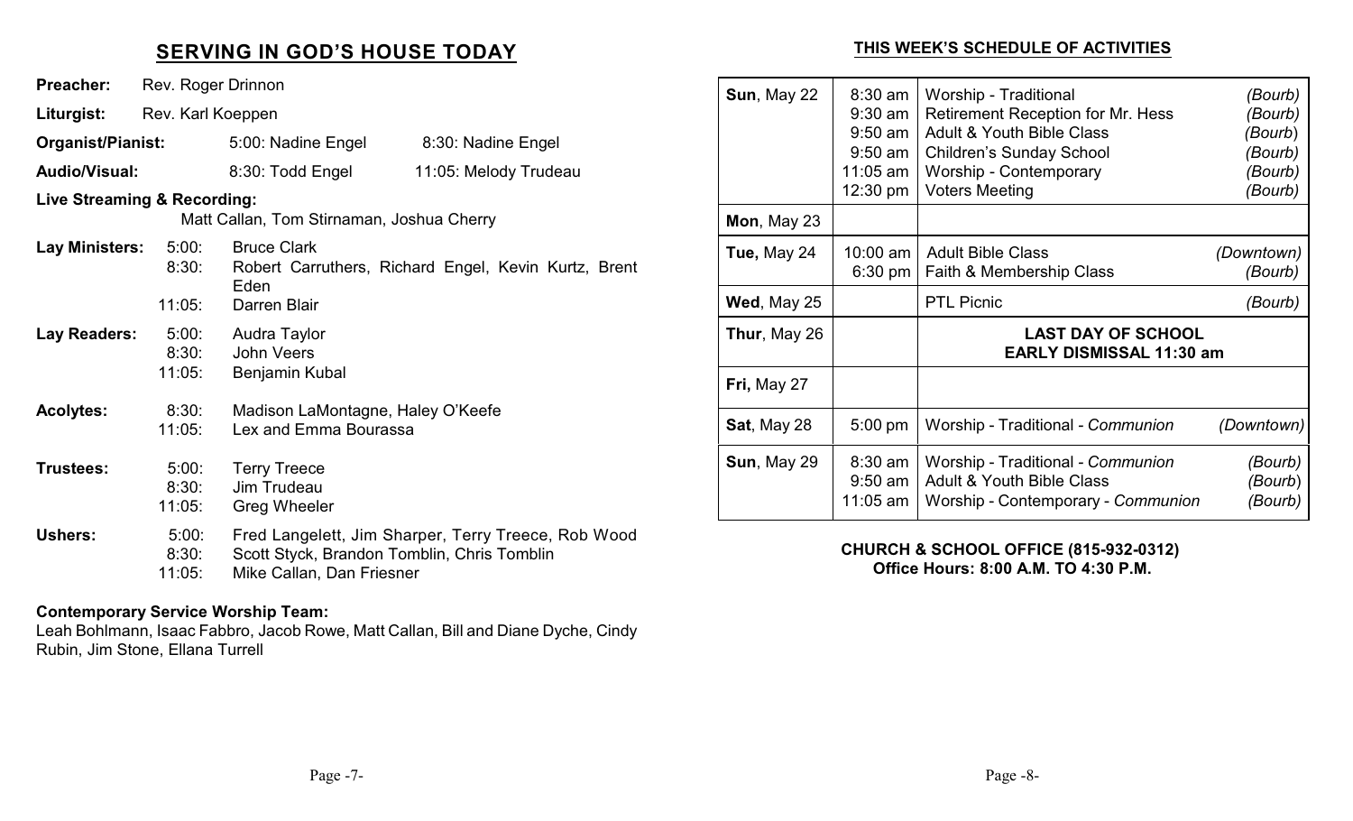## SERVING IN GOD'S HOUSE TODAY

**Preacher:** Rev. Roger Drinnon

**Liturgist:** Rev. Karl Koeppen

**Organist/Pianist:** 5:00: Nadine Engel 8:30: Nadine Engel

**Audio/Visual:** 8:30: Todd Engel 11:05: Melody Trudeau

**Live Streaming & Recording:**
Matt Callan, Tom Stirnaman, Joshua Cherry

**Lay Ministers:**
5:00: Bruce Clark
8:30: Robert Carruthers, Richard Engel, Kevin Kurtz, Brent Eden
11:05: Darren Blair

**Lay Readers:**
5:00: Audra Taylor
8:30: John Veers
11:05: Benjamin Kubal

**Acolytes:**
8:30: Madison LaMontagne, Haley O'Keefe
11:05: Lex and Emma Bourassa

**Trustees:**
5:00: Terry Treece
8:30: Jim Trudeau
11:05: Greg Wheeler

**Ushers:**
5:00: Fred Langelett, Jim Sharper, Terry Treece, Rob Wood
8:30: Scott Styck, Brandon Tomblin, Chris Tomblin
11:05: Mike Callan, Dan Friesner

**Contemporary Service Worship Team:**
Leah Bohlmann, Isaac Fabbro, Jacob Rowe, Matt Callan, Bill and Diane Dyche, Cindy Rubin, Jim Stone, Ellana Turrell

## THIS WEEK'S SCHEDULE OF ACTIVITIES

| | | | |
|---|---|---|---|
| **Sun**, May 22 | 8:30 am<br>9:30 am<br>9:50 am<br>9:50 am<br>11:05 am<br>12:30 pm | Worship - Traditional<br>Retirement Reception for Mr. Hess<br>Adult & Youth Bible Class<br>Children's Sunday School<br>Worship - Contemporary<br>Voters Meeting | *(Bourb)*<br>*(Bourb)*<br>*(Bourb)*<br>*(Bourb)*<br>*(Bourb)*<br>*(Bourb)* |
| **Mon**, May 23 | | | |
| **Tue**, May 24 | 10:00 am<br>6:30 pm | Adult Bible Class<br>Faith & Membership Class | *(Downtown)*<br>*(Bourb)* |
| **Wed**, May 25 | | PTL Picnic | *(Bourb)* |
| **Thur**, May 26 | | **LAST DAY OF SCHOOL**<br>**EARLY DISMISSAL 11:30 am** | |
| **Fri,** May 27 | | | |
| **Sat**, May 28 | 5:00 pm | Worship - Traditional - *Communion* | *(Downtown)* |
| **Sun**, May 29 | 8:30 am<br>9:50 am<br>11:05 am | Worship - Traditional - *Communion*<br>Adult & Youth Bible Class<br>Worship - Contemporary - *Communion* | *(Bourb)*<br>*(Bourb)*<br>*(Bourb)* |

**CHURCH & SCHOOL OFFICE (815-932-0312)**
**Office Hours: 8:00 A.M. TO 4:30 P.M.**